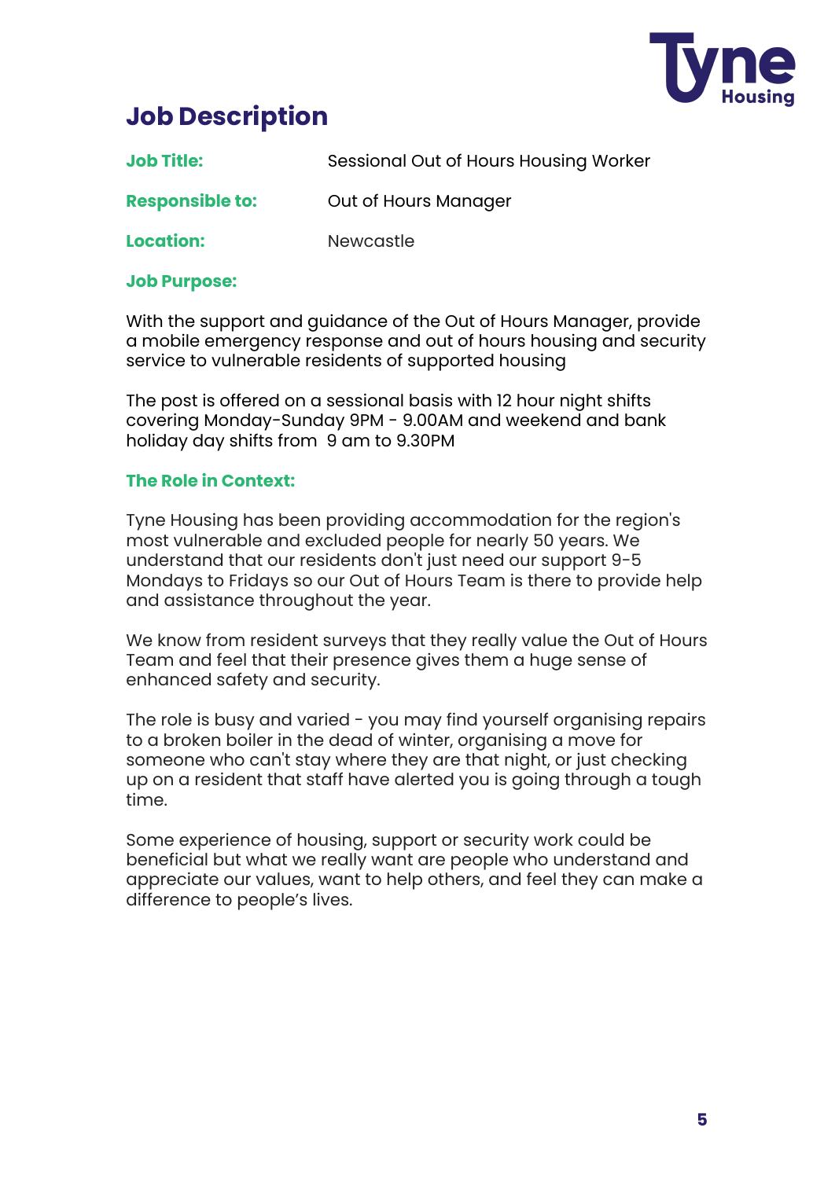# Job Description

**Job Title:** Sessional Out of Hours Housing Worker

**Responsible to:** Out of Hours Manager

**Location:** Newcastle

**Job Purpose:**

With the support and guidance of the Out of Hours Manager, provide a mobile emergency response and out of hours housing and security service to vulnerable residents of supported housing

The post is offered on a sessional basis with 12 hour night shifts covering Monday-Sunday 9PM - 9.00AM and weekend and bank holiday day shifts from 9 am to 9.30PM

**The Role in Context:**

Tyne Housing has been providing accommodation for the region's most vulnerable and excluded people for nearly 50 years. We understand that our residents don't just need our support 9-5 Mondays to Fridays so our Out of Hours Team is there to provide help and assistance throughout the year.

We know from resident surveys that they really value the Out of Hours Team and feel that their presence gives them a huge sense of enhanced safety and security.

The role is busy and varied - you may find yourself organising repairs to a broken boiler in the dead of winter, organising a move for someone who can't stay where they are that night, or just checking up on a resident that staff have alerted you is going through a tough time.

Some experience of housing, support or security work could be beneficial but what we really want are people who understand and appreciate our values, want to help others, and feel they can make a difference to people's lives.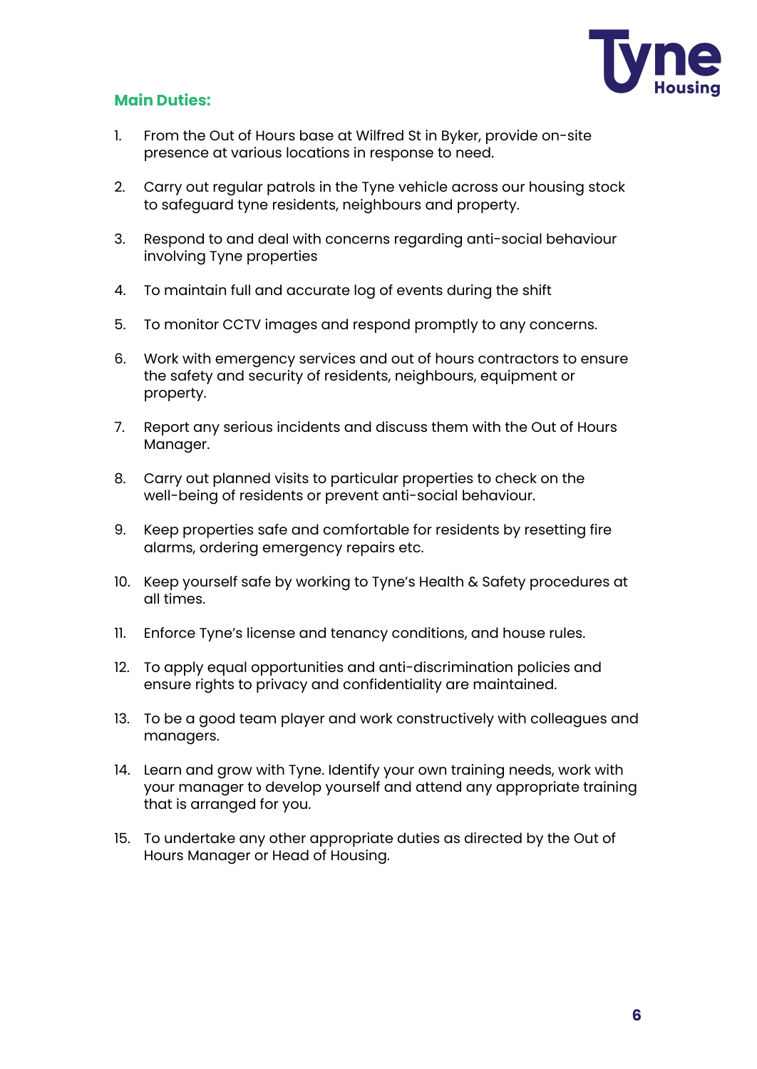## Main Duties:

1. From the Out of Hours base at Wilfred St in Byker, provide on-site presence at various locations in response to need.
2. Carry out regular patrols in the Tyne vehicle across our housing stock to safeguard tyne residents, neighbours and property.
3. Respond to and deal with concerns regarding anti-social behaviour involving Tyne properties
4. To maintain full and accurate log of events during the shift
5. To monitor CCTV images and respond promptly to any concerns.
6. Work with emergency services and out of hours contractors to ensure the safety and security of residents, neighbours, equipment or property.
7. Report any serious incidents and discuss them with the Out of Hours Manager.
8. Carry out planned visits to particular properties to check on the well-being of residents or prevent anti-social behaviour.
9. Keep properties safe and comfortable for residents by resetting fire alarms, ordering emergency repairs etc.
10. Keep yourself safe by working to Tyne's Health & Safety procedures at all times.
11. Enforce Tyne's license and tenancy conditions, and house rules.
12. To apply equal opportunities and anti-discrimination policies and ensure rights to privacy and confidentiality are maintained.
13. To be a good team player and work constructively with colleagues and managers.
14. Learn and grow with Tyne. Identify your own training needs, work with your manager to develop yourself and attend any appropriate training that is arranged for you.
15. To undertake any other appropriate duties as directed by the Out of Hours Manager or Head of Housing.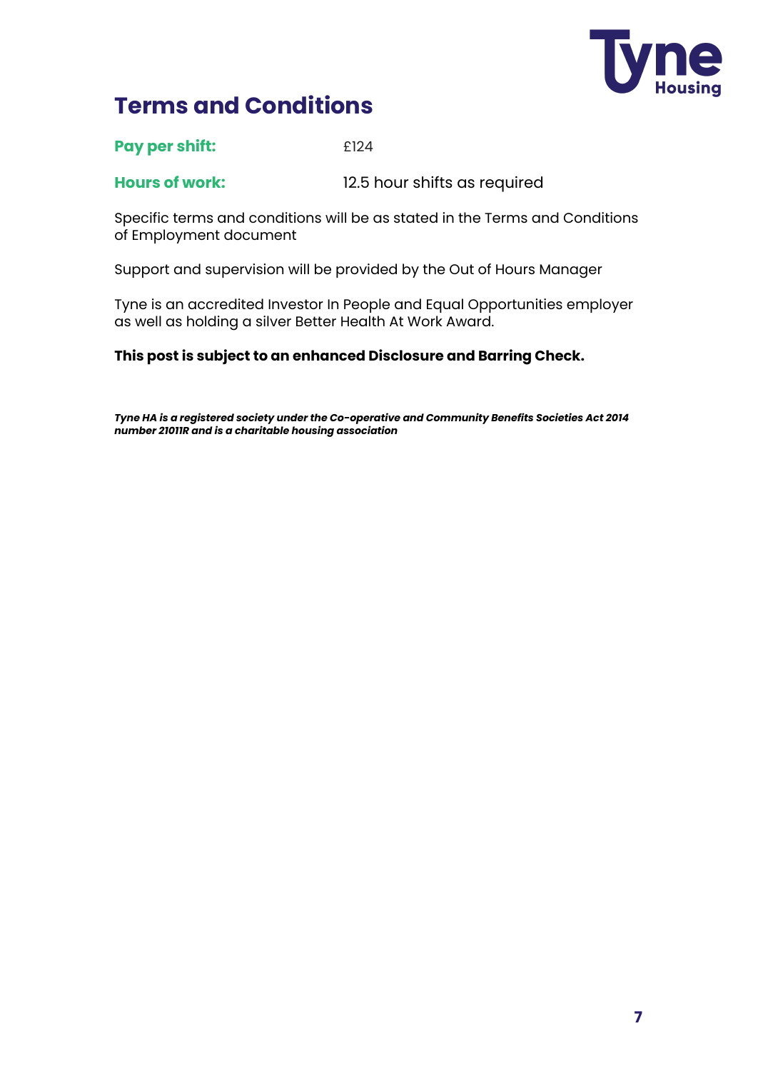# Terms and Conditions

**Pay per shift:** £124

**Hours of work:** 12.5 hour shifts as required

Specific terms and conditions will be as stated in the Terms and Conditions of Employment document

Support and supervision will be provided by the Out of Hours Manager

Tyne is an accredited Investor In People and Equal Opportunities employer as well as holding a silver Better Health At Work Award.

**This post is subject to an enhanced Disclosure and Barring Check.**

***Tyne HA is a registered society under the Co-operative and Community Benefits Societies Act 2014 number 21011R and is a charitable housing association***